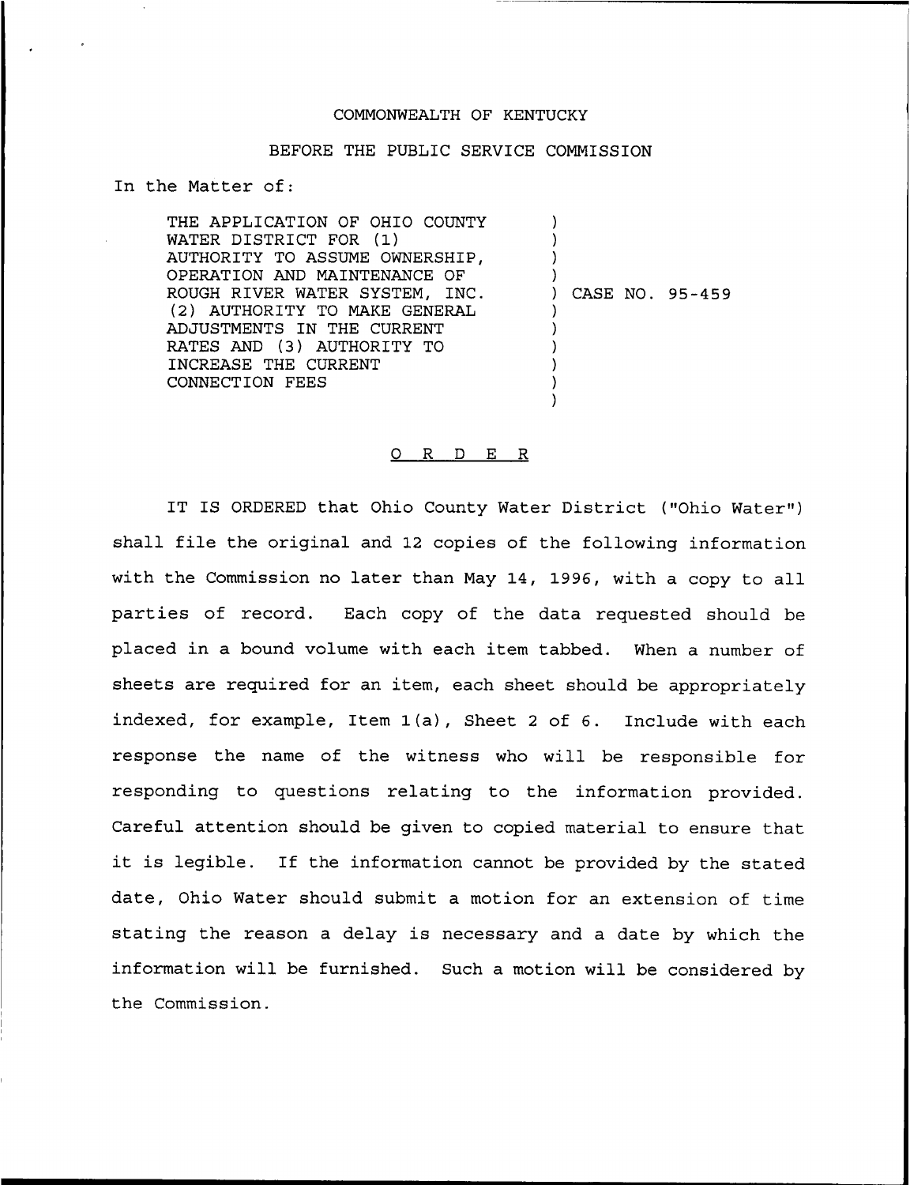COMMONWEALTH OF KENTUCKY

BEFORE THE PUBLIC SERVICE COMMISSION

In the Matter of:

| | | |
|---|---|---|
| THE APPLICATION OF OHIO COUNTY WATER DISTRICT FOR (1) AUTHORITY TO ASSUME OWNERSHIP, OPERATION AND MAINTENANCE OF ROUGH RIVER WATER SYSTEM, INC. (2) AUTHORITY TO MAKE GENERAL ADJUSTMENTS IN THE CURRENT RATES AND (3) AUTHORITY TO INCREASE THE CURRENT CONNECTION FEES | ) | CASE NO. 95-459 |

# O R D E R

IT IS ORDERED that Ohio County Water District ("Ohio Water") shall file the original and 12 copies of the following information with the Commission no later than May 14, 1996, with a copy to all parties of record. Each copy of the data requested should be placed in a bound volume with each item tabbed. When a number of sheets are required for an item, each sheet should be appropriately indexed, for example, Item 1(a), Sheet 2 of 6. Include with each response the name of the witness who will be responsible for responding to questions relating to the information provided. Careful attention should be given to copied material to ensure that it is legible. If the information cannot be provided by the stated date, Ohio Water should submit a motion for an extension of time stating the reason a delay is necessary and a date by which the information will be furnished. Such a motion will be considered by the Commission.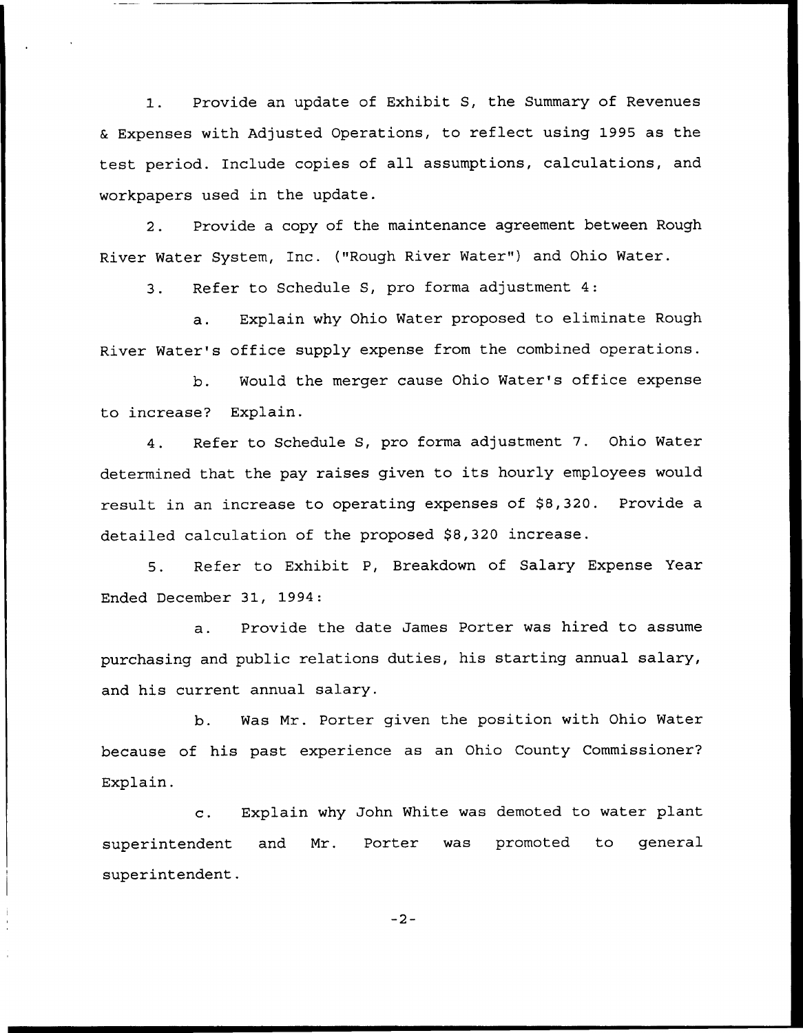1. Provide an update of Exhibit S, the Summary of Revenues & Expenses with Adjusted Operations, to reflect using 1995 as the test period. Include copies of all assumptions, calculations, and workpapers used in the update.

2. Provide a copy of the maintenance agreement between Rough River Water System, Inc. ("Rough River Water") and Ohio Water.

3. Refer to Schedule S, pro forma adjustment 4:

   a. Explain why Ohio Water proposed to eliminate Rough River Water's office supply expense from the combined operations.

   b. Would the merger cause Ohio Water's office expense to increase? Explain.

4. Refer to Schedule S, pro forma adjustment 7. Ohio Water determined that the pay raises given to its hourly employees would result in an increase to operating expenses of $8,320. Provide a detailed calculation of the proposed $8,320 increase.

5. Refer to Exhibit P, Breakdown of Salary Expense Year Ended December 31, 1994:

   a. Provide the date James Porter was hired to assume purchasing and public relations duties, his starting annual salary, and his current annual salary.

   b. Was Mr. Porter given the position with Ohio Water because of his past experience as an Ohio County Commissioner? Explain.

   c. Explain why John White was demoted to water plant superintendent and Mr. Porter was promoted to general superintendent.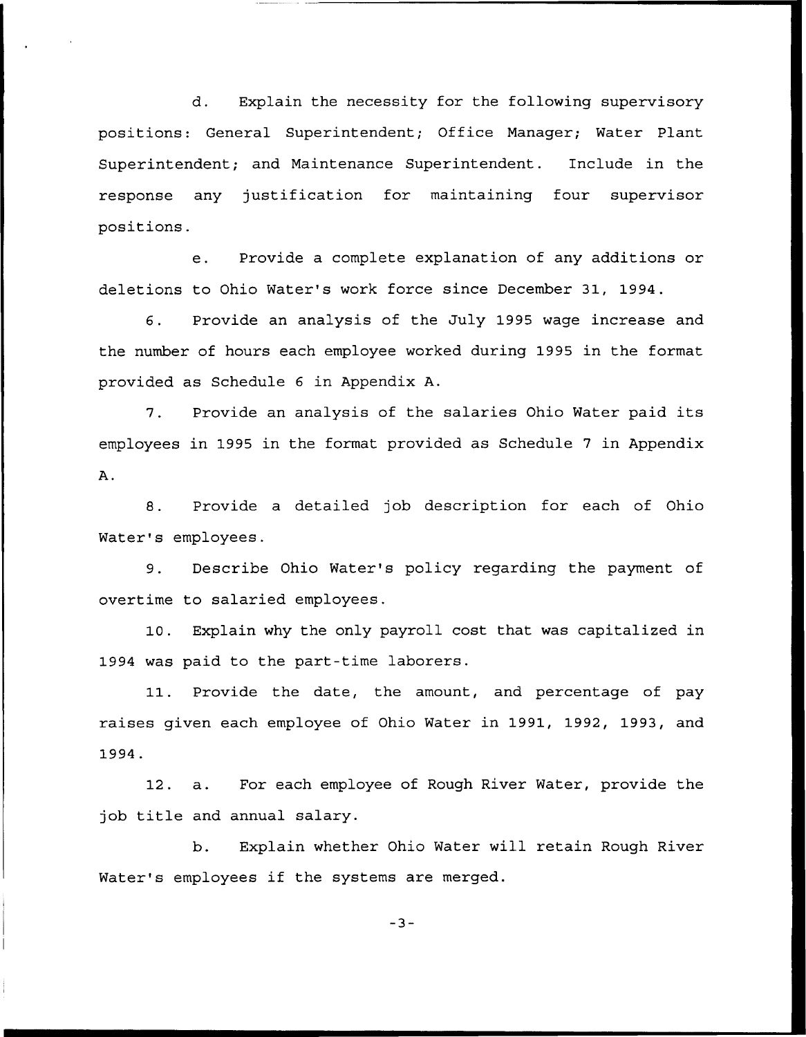d. Explain the necessity for the following supervisory positions: General Superintendent; Office Manager; Water Plant Superintendent; and Maintenance Superintendent. Include in the response any justification for maintaining four supervisor positions.

e. Provide a complete explanation of any additions or deletions to Ohio Water's work force since December 31, 1994.

6. Provide an analysis of the July 1995 wage increase and the number of hours each employee worked during 1995 in the format provided as Schedule 6 in Appendix A.

7. Provide an analysis of the salaries Ohio Water paid its employees in 1995 in the format provided as Schedule 7 in Appendix A.

8. Provide a detailed job description for each of Ohio Water's employees.

9. Describe Ohio Water's policy regarding the payment of overtime to salaried employees.

10. Explain why the only payroll cost that was capitalized in 1994 was paid to the part-time laborers.

11. Provide the date, the amount, and percentage of pay raises given each employee of Ohio Water in 1991, 1992, 1993, and 1994.

12. a. For each employee of Rough River Water, provide the job title and annual salary.

b. Explain whether Ohio Water will retain Rough River Water's employees if the systems are merged.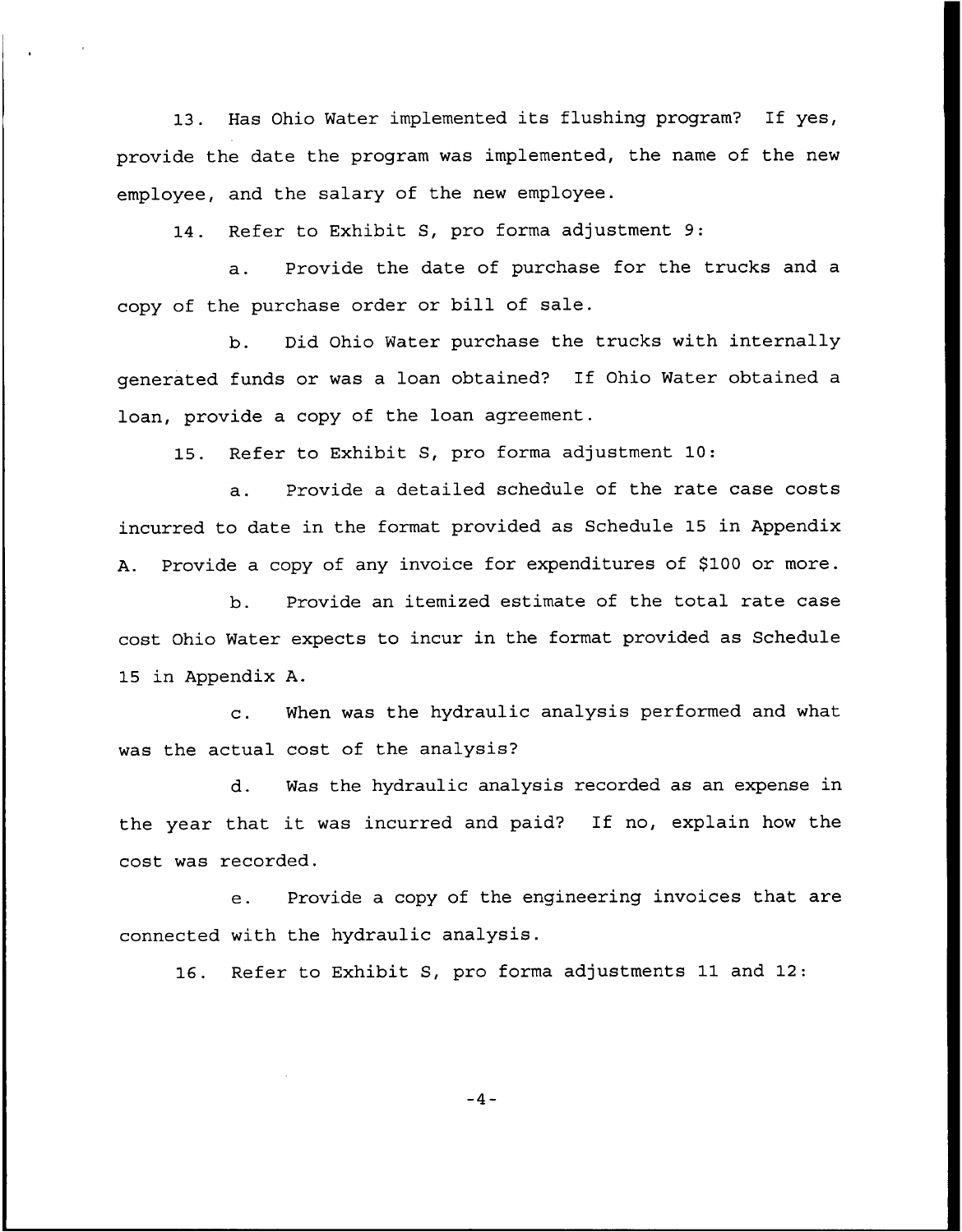13. Has Ohio Water implemented its flushing program? If yes, provide the date the program was implemented, the name of the new employee, and the salary of the new employee.

14. Refer to Exhibit S, pro forma adjustment 9:

a. Provide the date of purchase for the trucks and a copy of the purchase order or bill of sale.

b. Did Ohio Water purchase the trucks with internally generated funds or was a loan obtained? If Ohio Water obtained a loan, provide a copy of the loan agreement.

15. Refer to Exhibit S, pro forma adjustment 10:

a. Provide a detailed schedule of the rate case costs incurred to date in the format provided as Schedule 15 in Appendix A. Provide a copy of any invoice for expenditures of $100 or more.

b. Provide an itemized estimate of the total rate case cost Ohio Water expects to incur in the format provided as Schedule 15 in Appendix A.

c. When was the hydraulic analysis performed and what was the actual cost of the analysis?

d. Was the hydraulic analysis recorded as an expense in the year that it was incurred and paid? If no, explain how the cost was recorded.

e. Provide a copy of the engineering invoices that are connected with the hydraulic analysis.

16. Refer to Exhibit S, pro forma adjustments 11 and 12: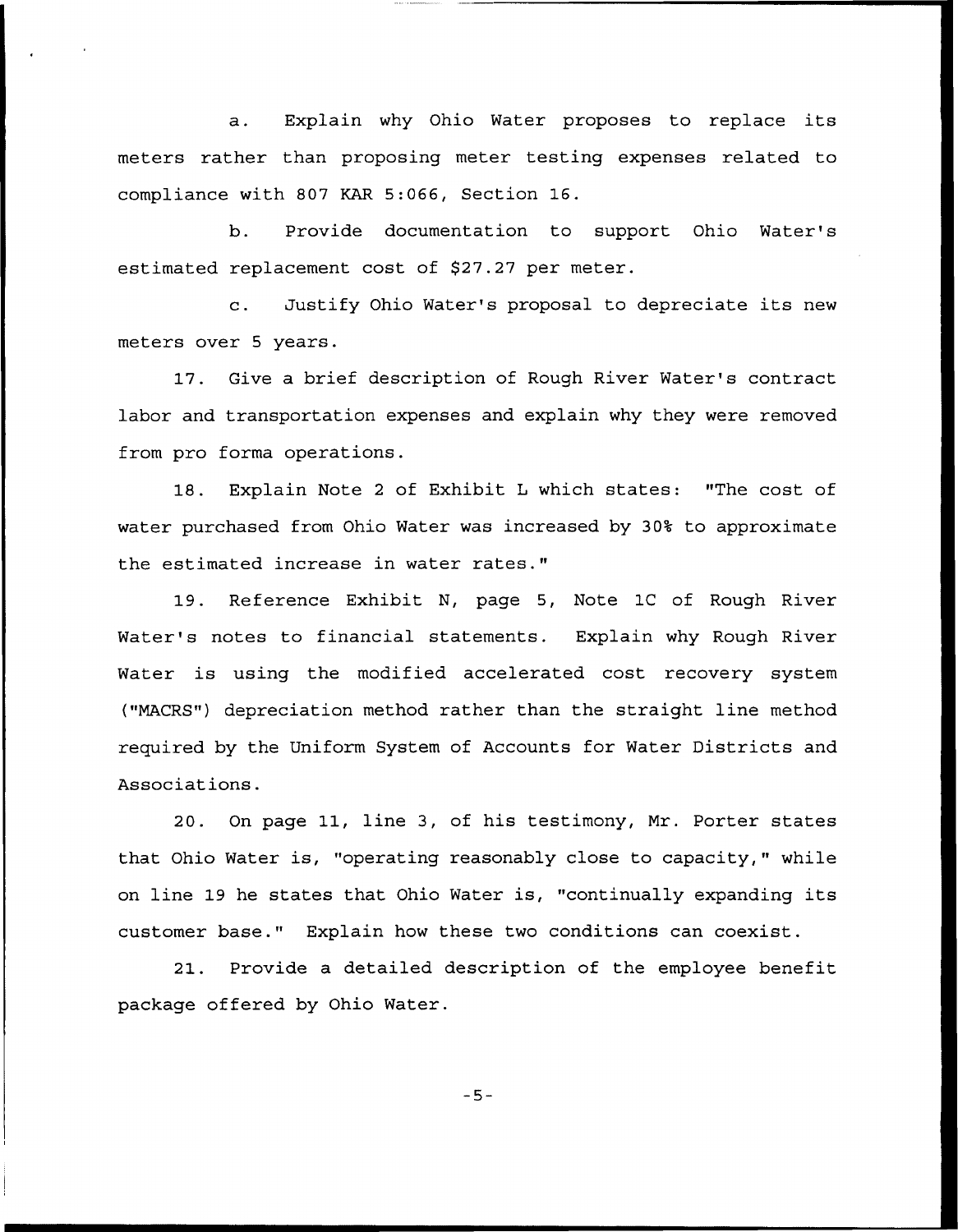a. Explain why Ohio Water proposes to replace its meters rather than proposing meter testing expenses related to compliance with 807 KAR 5:066, Section 16.

b. Provide documentation to support Ohio Water's estimated replacement cost of $27.27 per meter.

c. Justify Ohio Water's proposal to depreciate its new meters over 5 years.

17. Give a brief description of Rough River Water's contract labor and transportation expenses and explain why they were removed from pro forma operations.

18. Explain Note 2 of Exhibit L which states: "The cost of water purchased from Ohio Water was increased by 30% to approximate the estimated increase in water rates."

19. Reference Exhibit N, page 5, Note 1C of Rough River Water's notes to financial statements. Explain why Rough River Water is using the modified accelerated cost recovery system ("MACRS") depreciation method rather than the straight line method required by the Uniform System of Accounts for Water Districts and Associations.

20. On page 11, line 3, of his testimony, Mr. Porter states that Ohio Water is, "operating reasonably close to capacity," while on line 19 he states that Ohio Water is, "continually expanding its customer base." Explain how these two conditions can coexist.

21. Provide a detailed description of the employee benefit package offered by Ohio Water.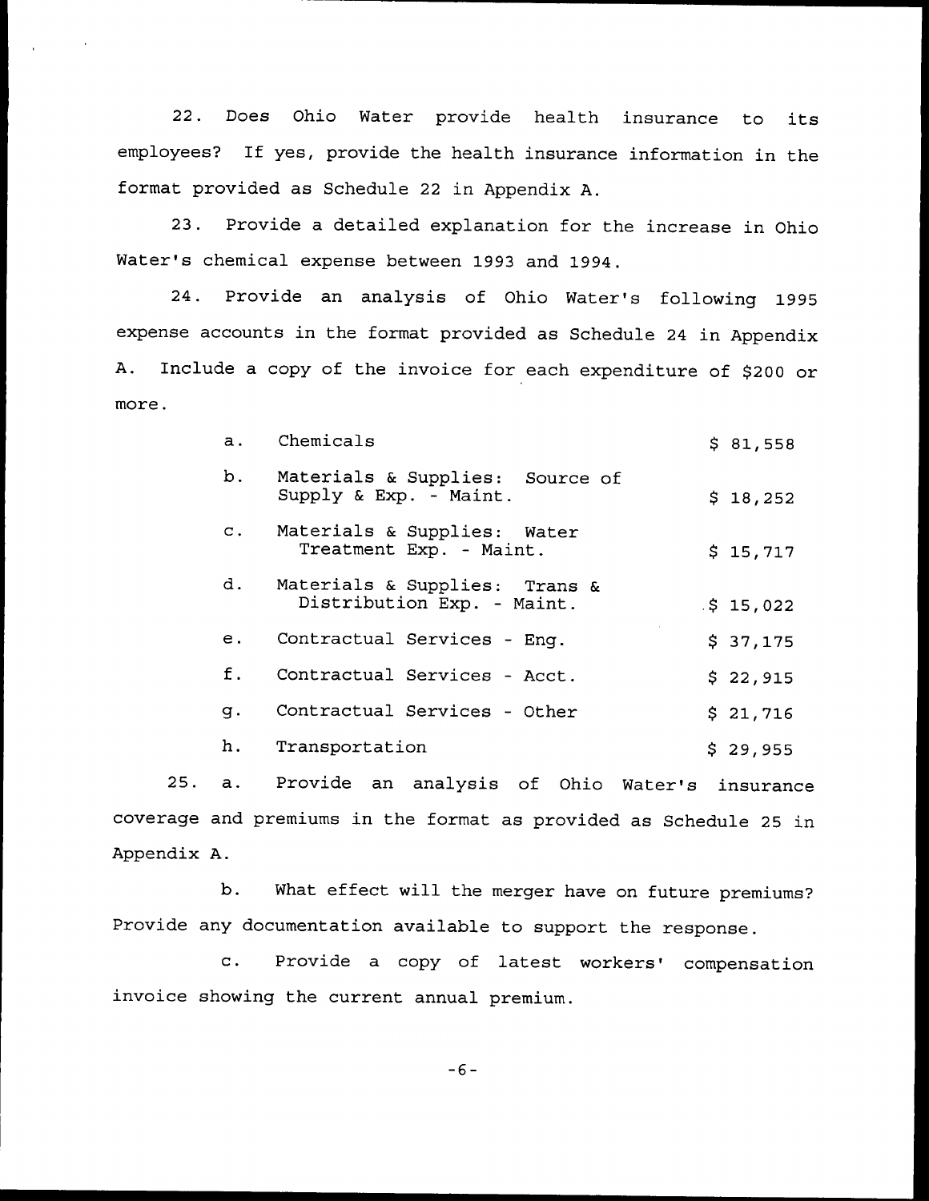22. Does Ohio Water provide health insurance to its employees? If yes, provide the health insurance information in the format provided as Schedule 22 in Appendix A.

23. Provide a detailed explanation for the increase in Ohio Water's chemical expense between 1993 and 1994.

24. Provide an analysis of Ohio Water's following 1995 expense accounts in the format provided as Schedule 24 in Appendix A. Include a copy of the invoice for each expenditure of $200 or more.

| | | |
|---|---|---|
| a. | Chemicals | $ 81,558 |
| b. | Materials & Supplies: Source of Supply & Exp. - Maint. | $ 18,252 |
| c. | Materials & Supplies: Water Treatment Exp. - Maint. | $ 15,717 |
| d. | Materials & Supplies: Trans & Distribution Exp. - Maint. | $ 15,022 |
| e. | Contractual Services - Eng. | $ 37,175 |
| f. | Contractual Services - Acct. | $ 22,915 |
| g. | Contractual Services - Other | $ 21,716 |
| h. | Transportation | $ 29,955 |

25. a. Provide an analysis of Ohio Water's insurance coverage and premiums in the format as provided as Schedule 25 in Appendix A.

b. What effect will the merger have on future premiums? Provide any documentation available to support the response.

c. Provide a copy of latest workers' compensation invoice showing the current annual premium.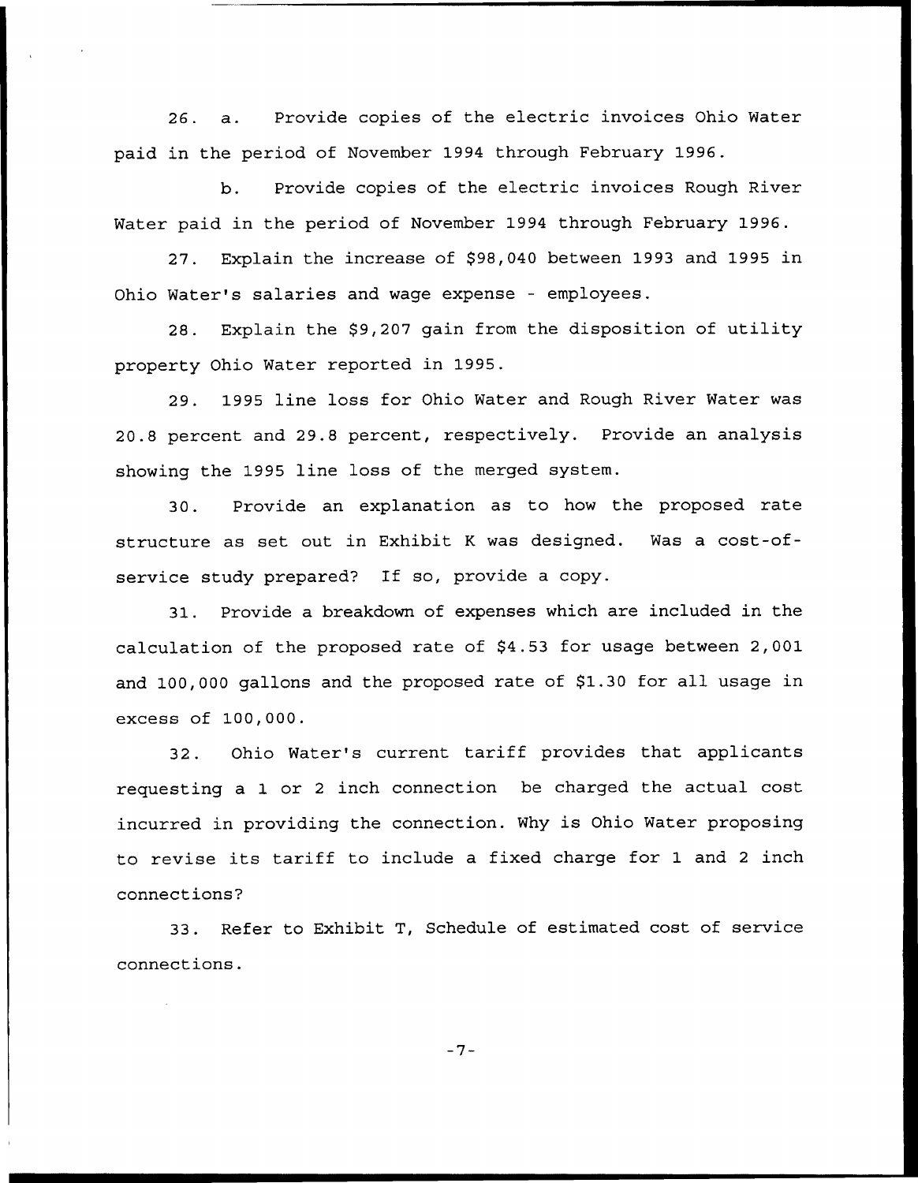26. a. Provide copies of the electric invoices Ohio Water paid in the period of November 1994 through February 1996.

b. Provide copies of the electric invoices Rough River Water paid in the period of November 1994 through February 1996.

27. Explain the increase of $98,040 between 1993 and 1995 in Ohio Water's salaries and wage expense - employees.

28. Explain the $9,207 gain from the disposition of utility property Ohio Water reported in 1995.

29. 1995 line loss for Ohio Water and Rough River Water was 20.8 percent and 29.8 percent, respectively. Provide an analysis showing the 1995 line loss of the merged system.

30. Provide an explanation as to how the proposed rate structure as set out in Exhibit K was designed. Was a cost-of-service study prepared? If so, provide a copy.

31. Provide a breakdown of expenses which are included in the calculation of the proposed rate of $4.53 for usage between 2,001 and 100,000 gallons and the proposed rate of $1.30 for all usage in excess of 100,000.

32. Ohio Water's current tariff provides that applicants requesting a 1 or 2 inch connection be charged the actual cost incurred in providing the connection. Why is Ohio Water proposing to revise its tariff to include a fixed charge for 1 and 2 inch connections?

33. Refer to Exhibit T, Schedule of estimated cost of service connections.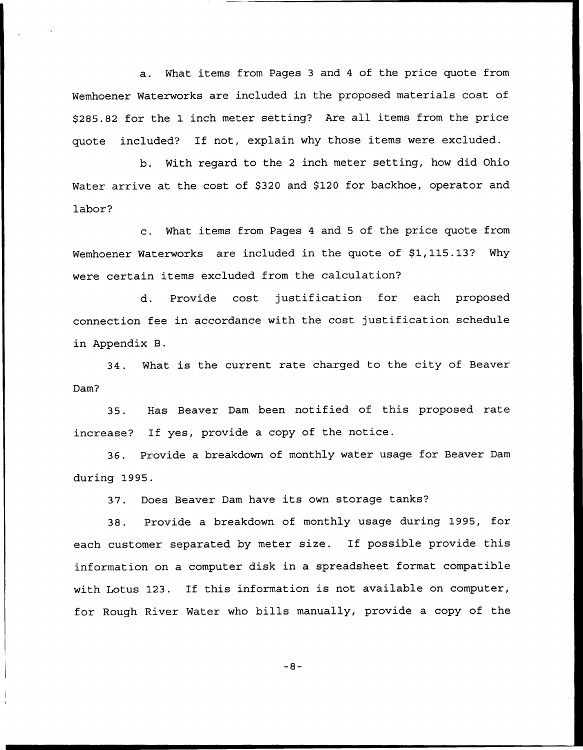a. What items from Pages 3 and 4 of the price quote from Wemhoener Waterworks are included in the proposed materials cost of $285.82 for the 1 inch meter setting? Are all items from the price quote included? If not, explain why those items were excluded.

b. With regard to the 2 inch meter setting, how did Ohio Water arrive at the cost of $320 and $120 for backhoe, operator and labor?

c. What items from Pages 4 and 5 of the price quote from Wemhoener Waterworks are included in the quote of $1,115.13? Why were certain items excluded from the calculation?

d. Provide cost justification for each proposed connection fee in accordance with the cost justification schedule in Appendix B.

34. What is the current rate charged to the city of Beaver Dam?

35. Has Beaver Dam been notified of this proposed rate increase? If yes, provide a copy of the notice.

36. Provide a breakdown of monthly water usage for Beaver Dam during 1995.

37. Does Beaver Dam have its own storage tanks?

38. Provide a breakdown of monthly usage during 1995, for each customer separated by meter size. If possible provide this information on a computer disk in a spreadsheet format compatible with Lotus 123. If this information is not available on computer, for Rough River Water who bills manually, provide a copy of the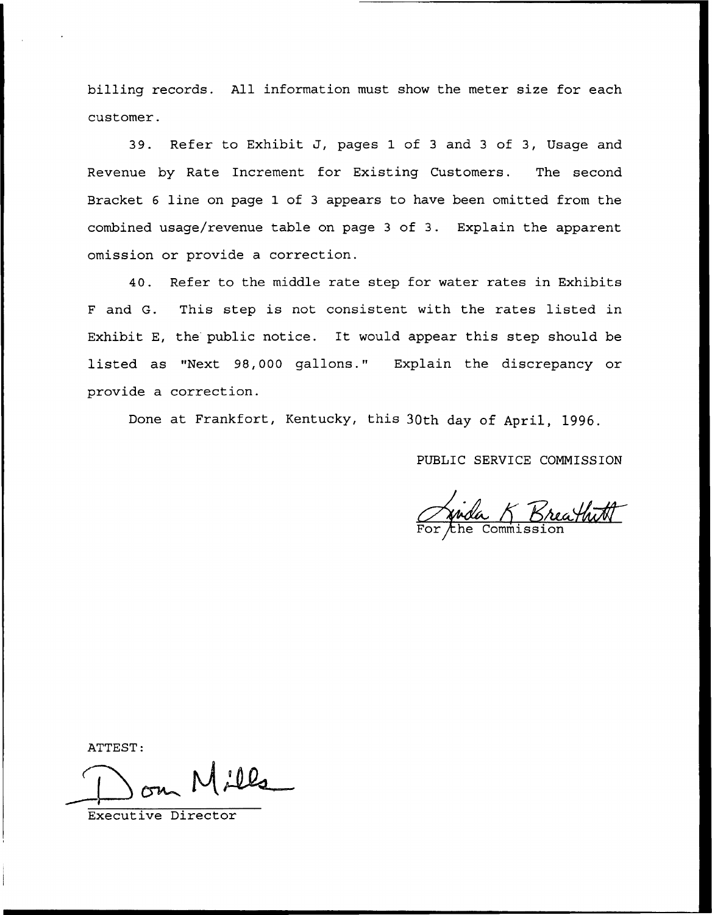billing records. All information must show the meter size for each customer.

39. Refer to Exhibit J, pages 1 of 3 and 3 of 3, Usage and Revenue by Rate Increment for Existing Customers. The second Bracket 6 line on page 1 of 3 appears to have been omitted from the combined usage/revenue table on page 3 of 3. Explain the apparent omission or provide a correction.

40. Refer to the middle rate step for water rates in Exhibits F and G. This step is not consistent with the rates listed in Exhibit E, the public notice. It would appear this step should be listed as "Next 98,000 gallons." Explain the discrepancy or provide a correction.

Done at Frankfort, Kentucky, this 30th day of April, 1996.

PUBLIC SERVICE COMMISSION

Linda K Breathitt
For the Commission

ATTEST:

Don Mills
Executive Director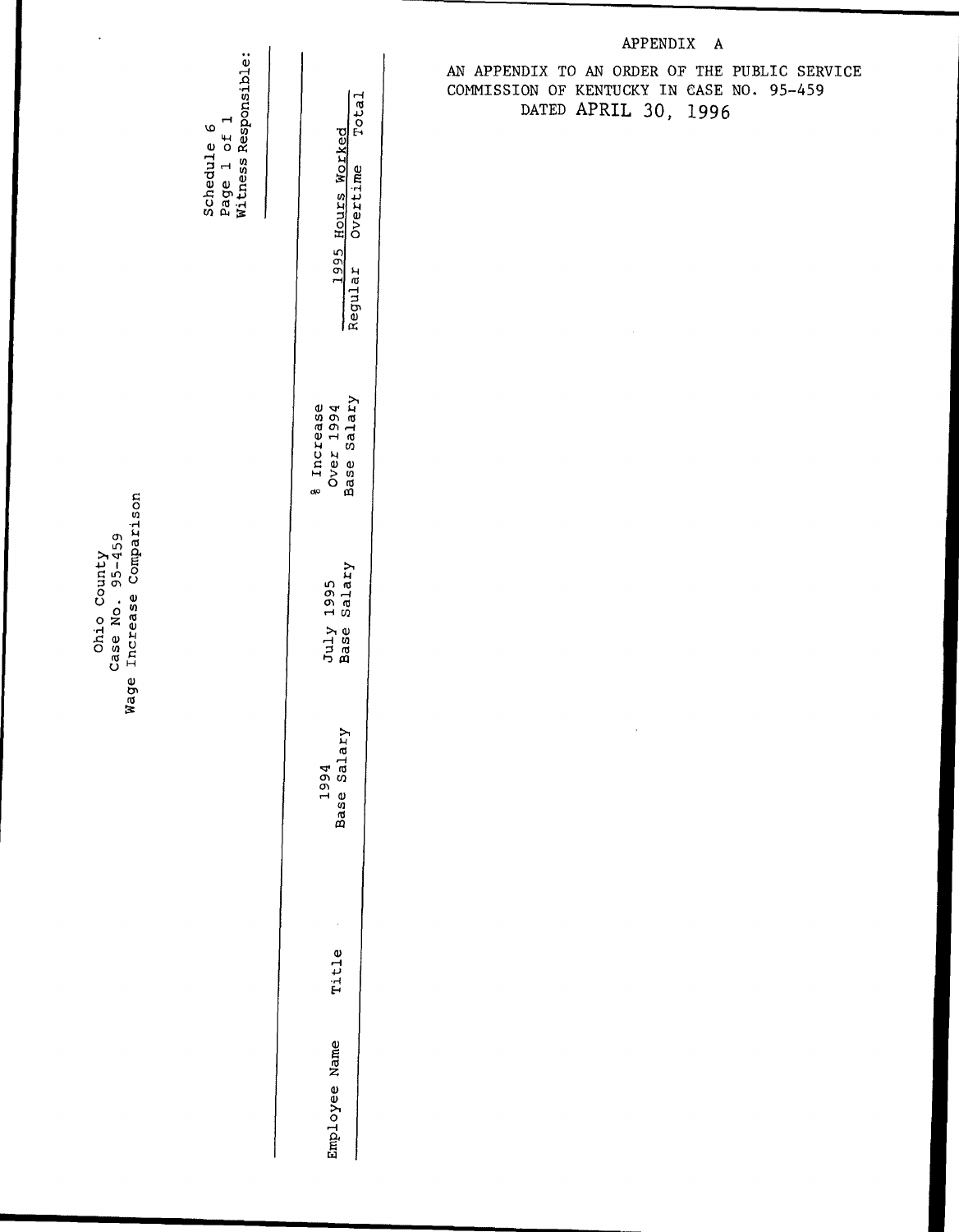# APPENDIX A

AN APPENDIX TO AN ORDER OF THE PUBLIC SERVICE COMMISSION OF KENTUCKY IN CASE NO. 95-459 DATED APRIL 30, 1996

Ohio County
Case No. 95-459
Wage Increase Comparison

Schedule 6
Page 1 of 1
Witness Responsible: ____________

| Employee Name | Title | 1994 Base Salary | July 1995 Base Salary | % Increase Over 1994 Base Salary | 1995 Hours Worked | | |
|---|---|---|---|---|---|---|---|
| | | | | | Regular | Overtime | Total |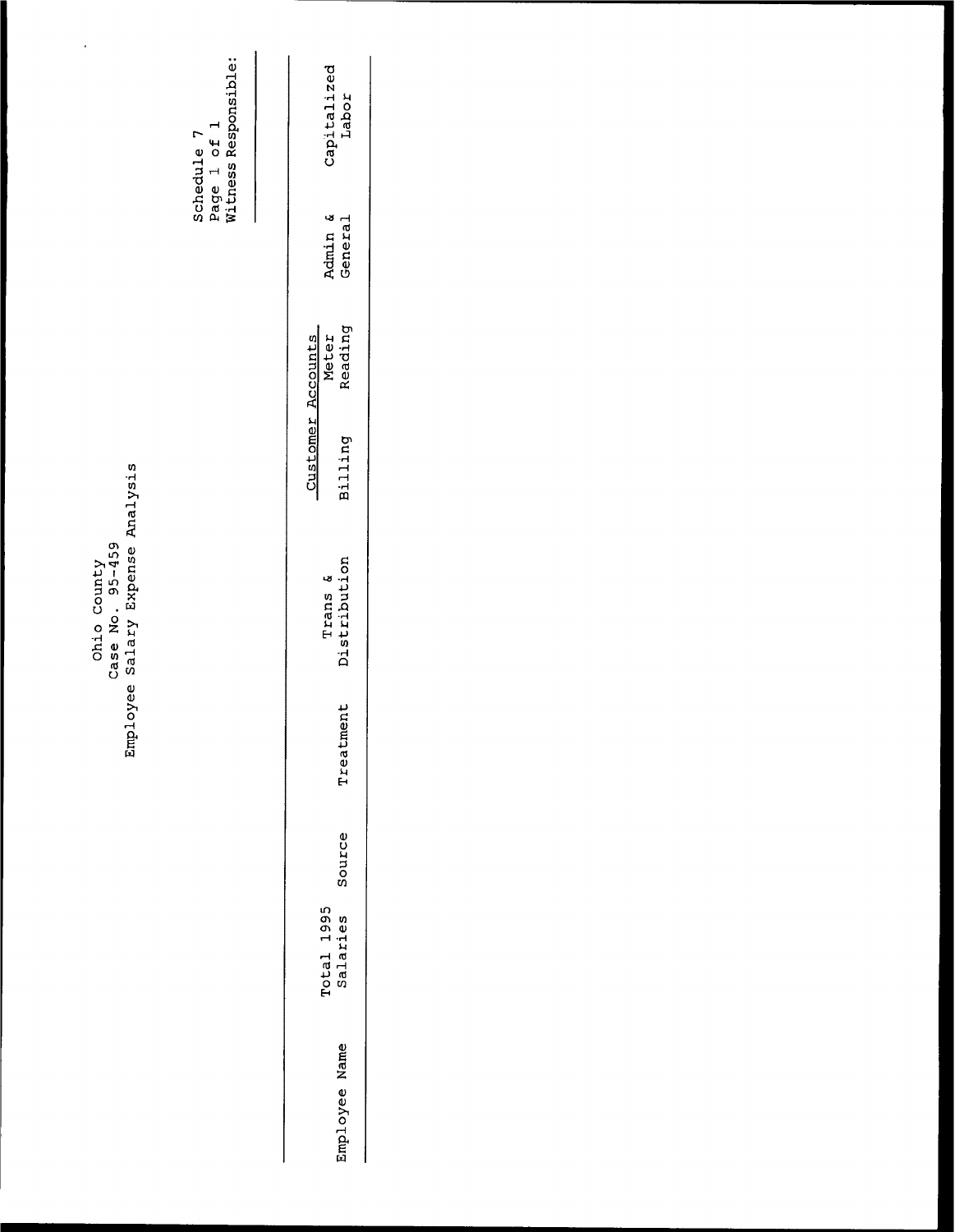Ohio County
Case No. 95-459
Employee Salary Expense Analysis

Schedule 7
Page 1 of 1
Witness Responsible:

| Employee Name | Total 1995 Salaries | Source | Treatment | Trans & Distribution | Customer Accounts | | Admin & General | Capitalized Labor |
|---|---|---|---|---|---|---|---|---|
| | | | | | Billing | Meter Reading | | |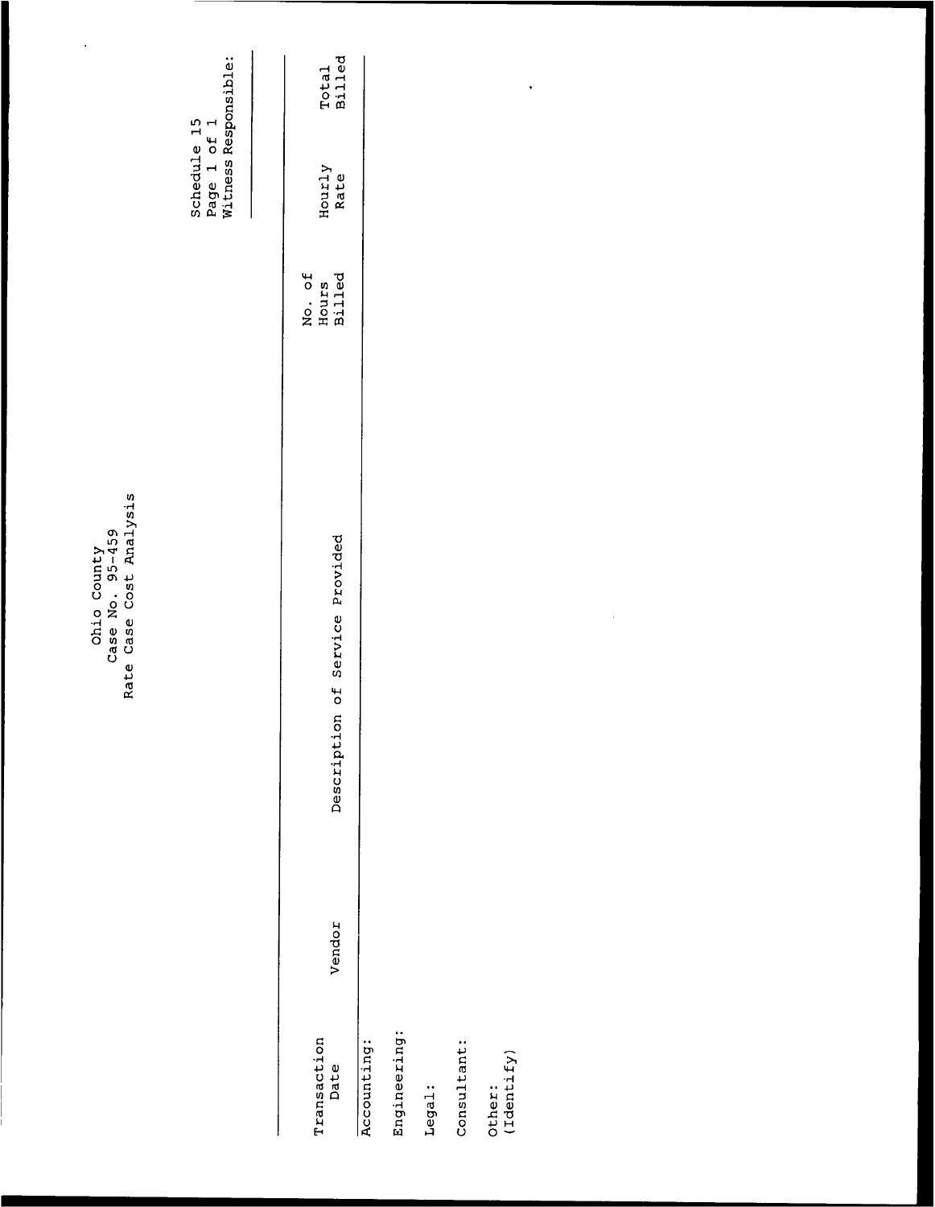Ohio County
Case No. 95-459
Rate Case Cost Analysis

Schedule 15
Page 1 of 1
Witness Responsible: ____________

| Transaction Date | Vendor | Description of Service Provided | No. of Hours Billed | Hourly Rate | Total Billed |
|---|---|---|---|---|---|
| Accounting: | | | | | |
| Engineering: | | | | | |
| Legal: | | | | | |
| Consultant: | | | | | |
| Other: (Identify) | | | | | |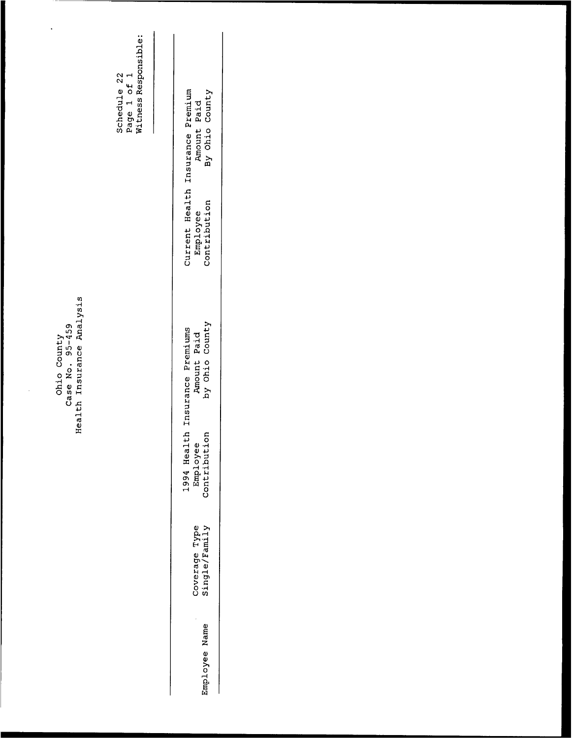Ohio County
Case No. 95-459
Health Insurance Analysis

Schedule 22
Page 1 of 1
Witness Responsible: ___________

| Employee Name | Coverage Type Single/Family | 1994 Health Employee Contribution | Insurance Premiums Amount Paid by Ohio County | Current Health Employee Contribution | Insurance Premium Amount Paid By Ohio County |
|---|---|---|---|---|---|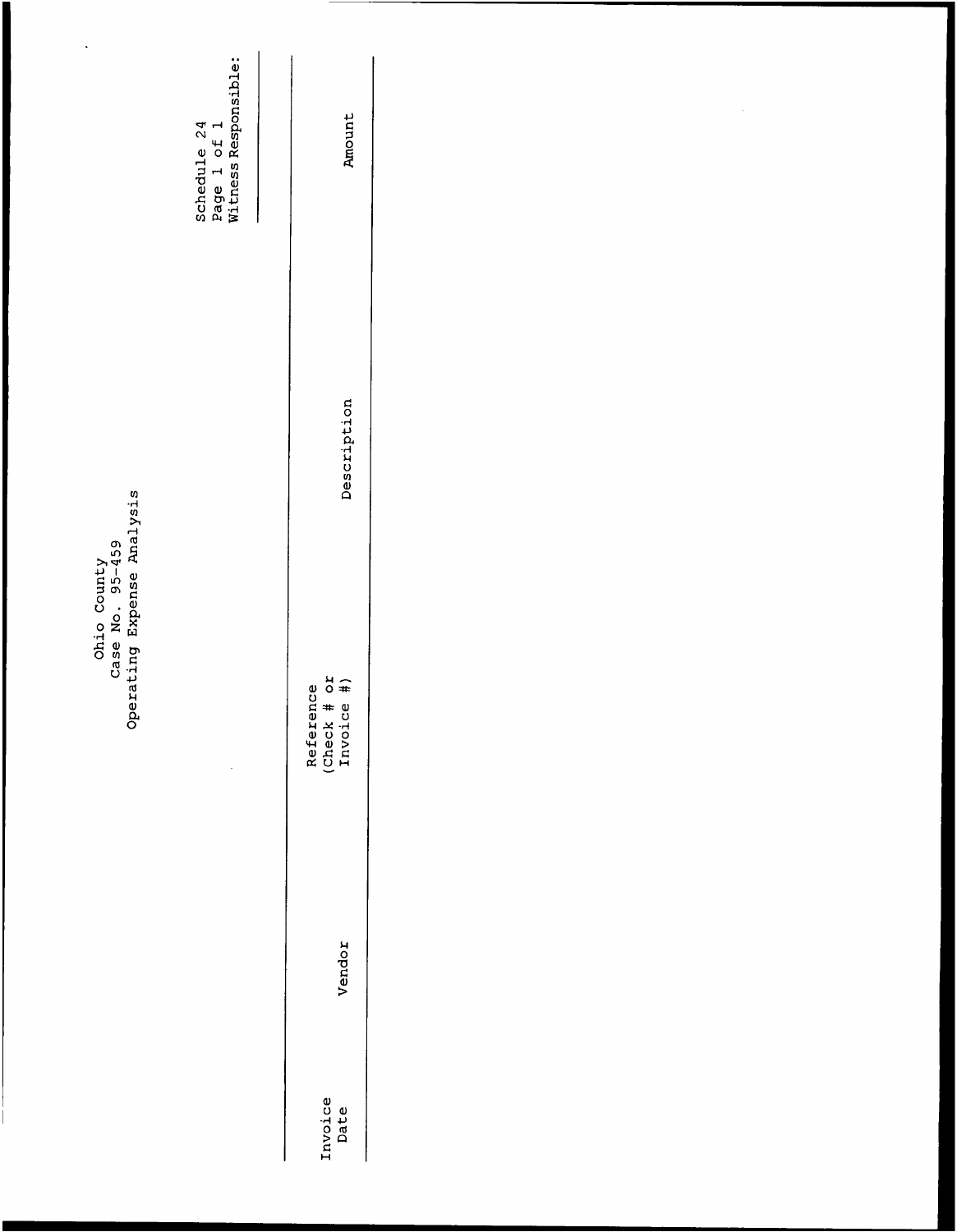Ohio County
Case No. 95-459
Operating Expense Analysis

Schedule 24
Page 1 of 1
Witness Responsible: ____________

| Invoice Date | Vendor | Reference (Check # or Invoice #) | Description | Amount |
|---|---|---|---|---|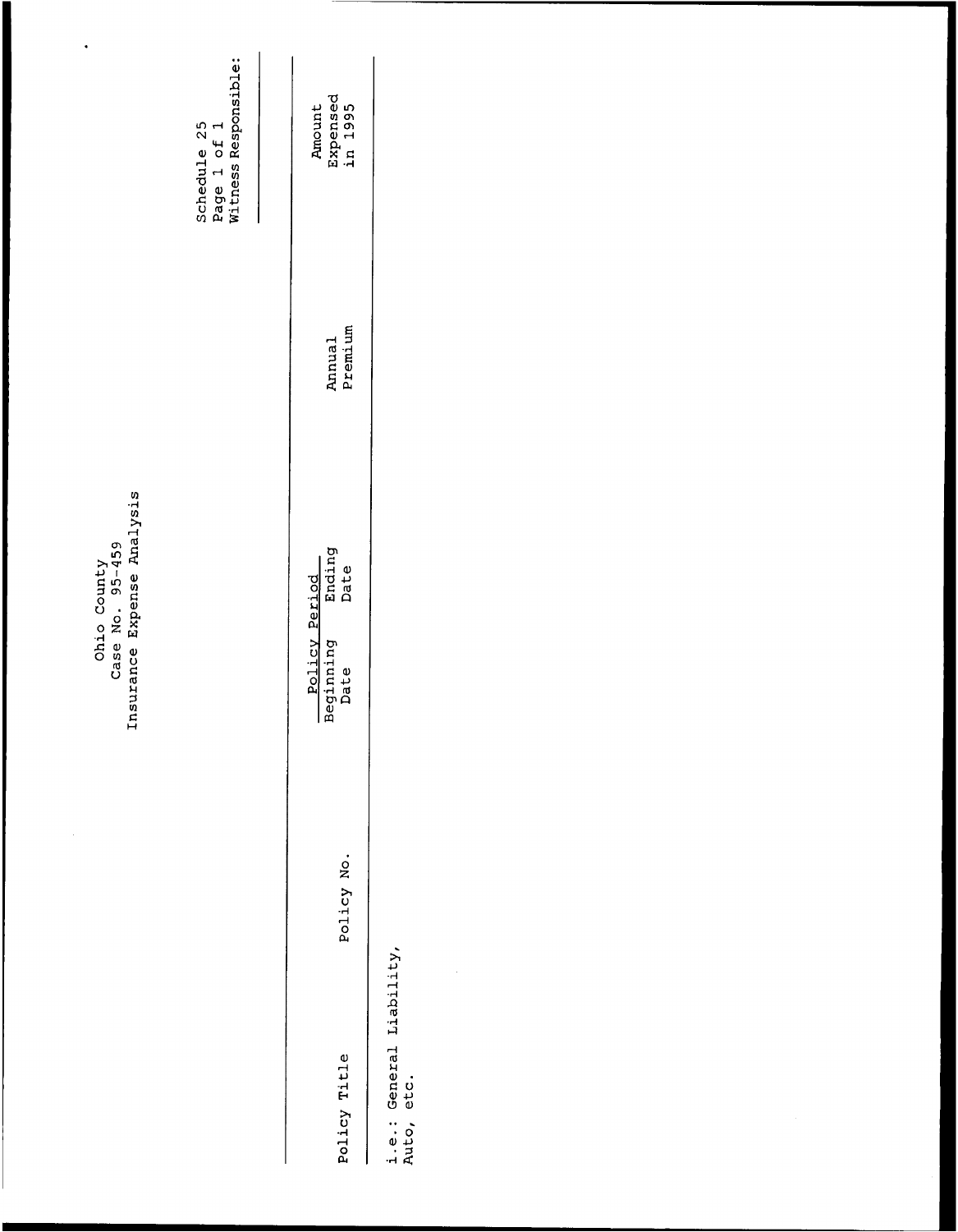Ohio County
Case No. 95-459
Insurance Expense Analysis

Schedule 25
Page 1 of 1
Witness Responsible: ____________

| Policy Title | Policy No. | Policy Period | | Annual Premium | Amount Expensed in 1995 |
|---|---|---|---|---|---|
| | | Beginning Date | Ending Date | | |
| i.e.: General Liability, Auto, etc. | | | | | |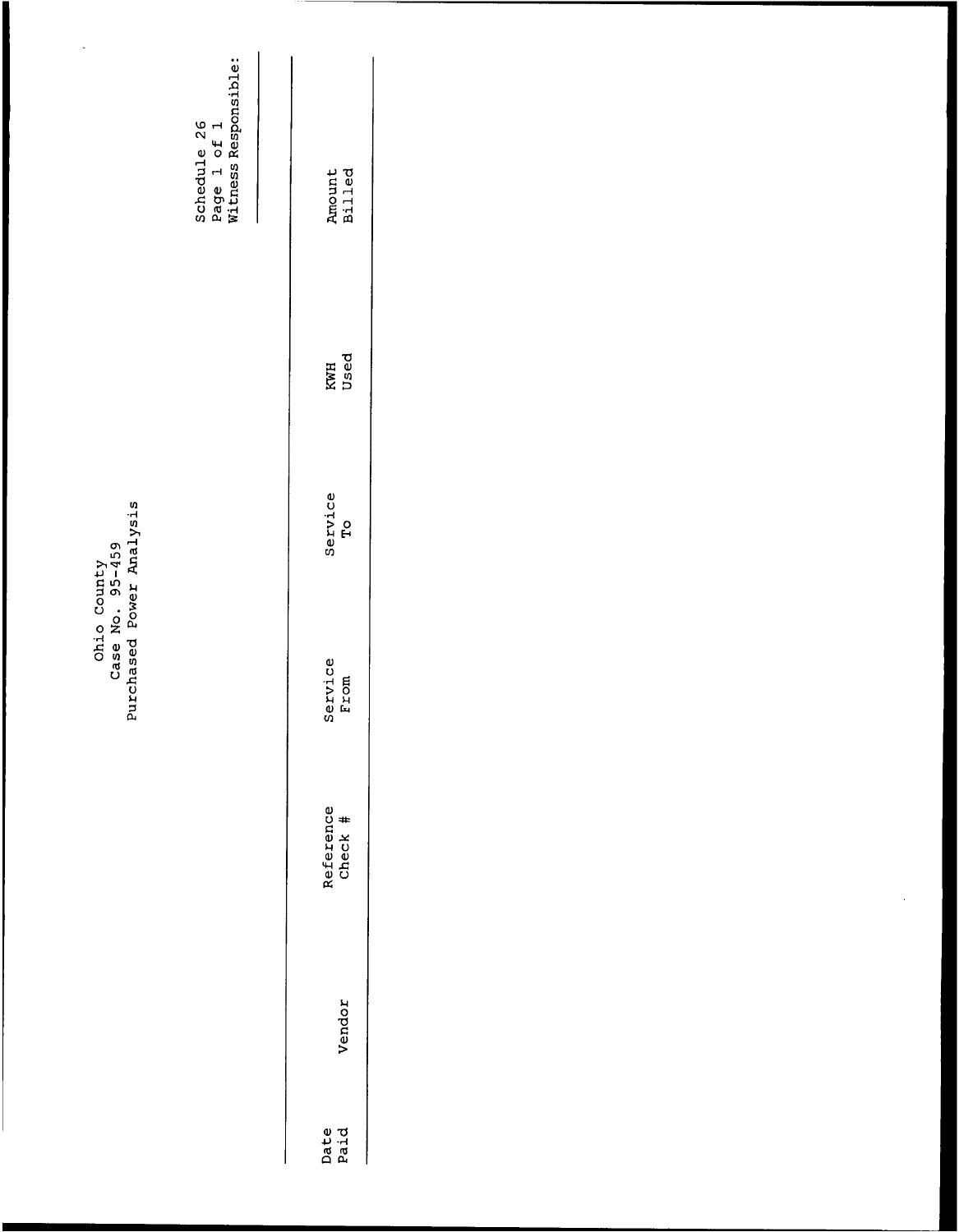Ohio County
Case No. 95-459
Purchased Power Analysis

Schedule 26
Page 1 of 1
Witness Responsible:

| Date Paid | Vendor | Reference Check # | Service From | Service To | KWH Used | Amount Billed |
|---|---|---|---|---|---|---|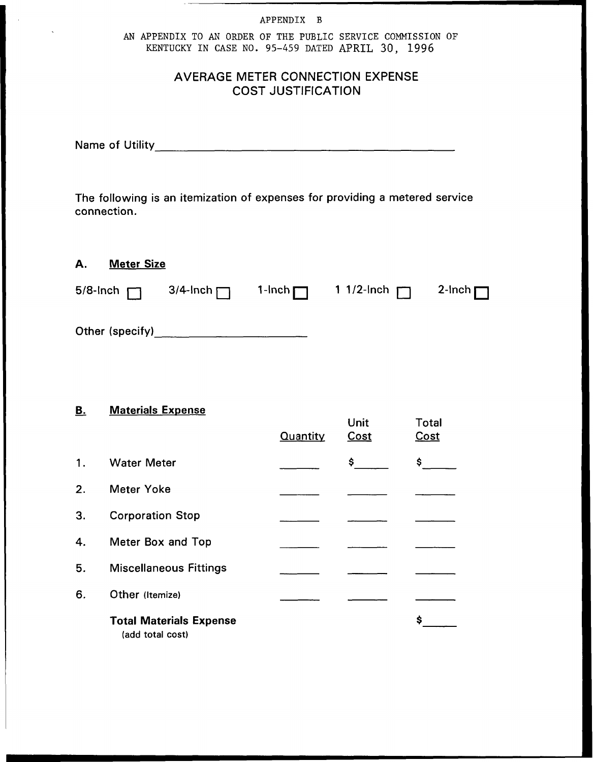APPENDIX B

AN APPENDIX TO AN ORDER OF THE PUBLIC SERVICE COMMISSION OF KENTUCKY IN CASE NO. 95-459 DATED APRIL 30, 1996

# AVERAGE METER CONNECTION EXPENSE COST JUSTIFICATION

Name of Utility ________________________________________________

The following is an itemization of expenses for providing a metered service connection.

**A. Meter Size**

5/8-Inch ☐ 3/4-Inch ☐ 1-Inch ☐ 1 1/2-Inch ☐ 2-Inch ☐

Other (specify) ________________________

**B. Materials Expense**

| | | Quantity | Unit Cost | Total Cost |
|---|---|---|---|---|
| 1. | Water Meter | ______ | $______ | $______ |
| 2. | Meter Yoke | ______ | ______ | ______ |
| 3. | Corporation Stop | ______ | ______ | ______ |
| 4. | Meter Box and Top | ______ | ______ | ______ |
| 5. | Miscellaneous Fittings | ______ | ______ | ______ |
| 6. | Other (Itemize) | ______ | ______ | ______ |
| | **Total Materials Expense** (add total cost) | | | $______ |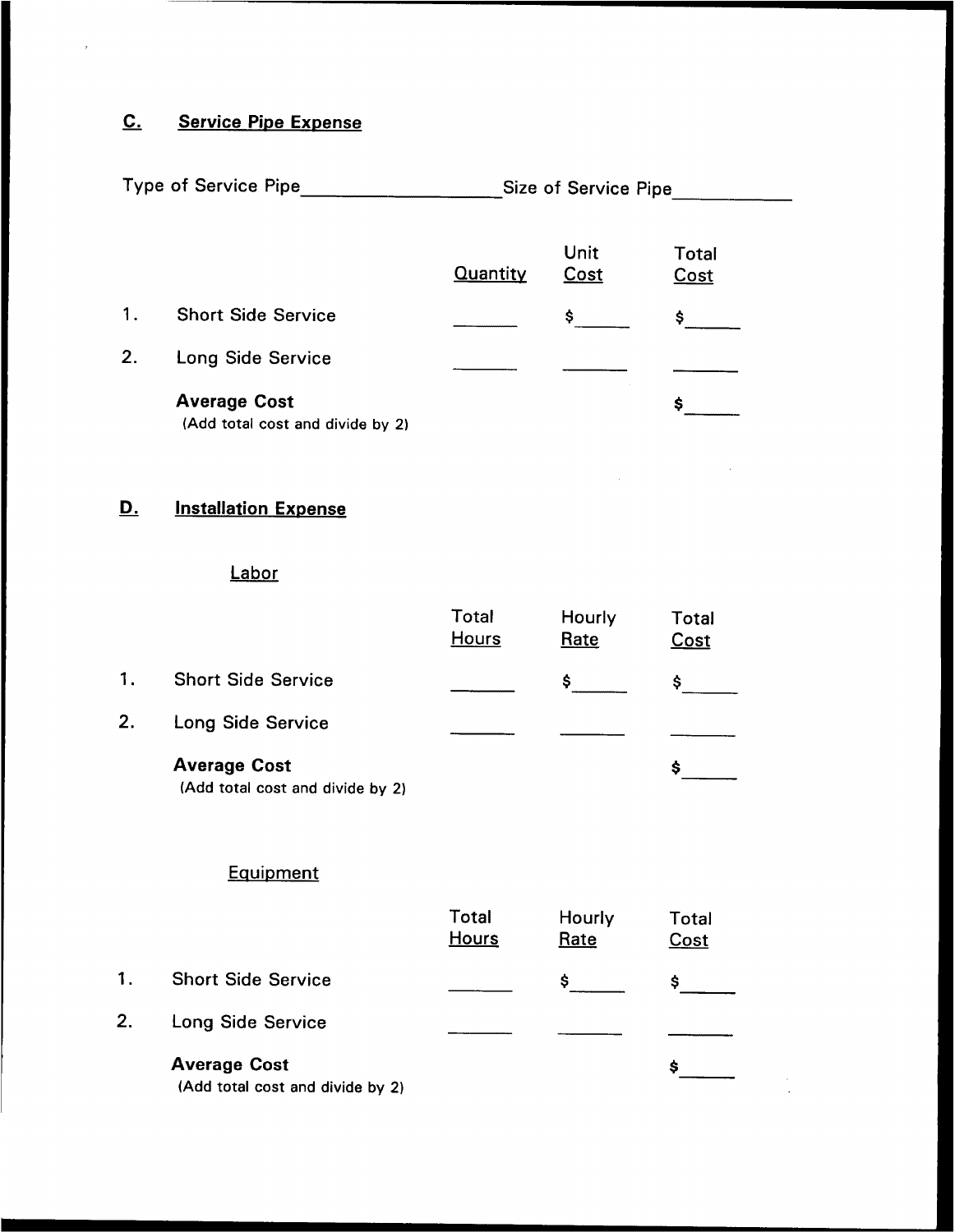## C. Service Pipe Expense

Type of Service Pipe___________________ Size of Service Pipe___________

| | | Quantity | Unit Cost | Total Cost |
|---|---|---|---|---|
| 1. | Short Side Service | _______ | $______ | $______ |
| 2. | Long Side Service | _______ | _______ | _______ |
| | **Average Cost** (Add total cost and divide by 2) | | | $______ |

## D. Installation Expense

### Labor

| | | Total Hours | Hourly Rate | Total Cost |
|---|---|---|---|---|
| 1. | Short Side Service | _______ | $______ | $______ |
| 2. | Long Side Service | _______ | _______ | _______ |
| | **Average Cost** (Add total cost and divide by 2) | | | $______ |

### Equipment

| | | Total Hours | Hourly Rate | Total Cost |
|---|---|---|---|---|
| 1. | Short Side Service | _______ | $______ | $______ |
| 2. | Long Side Service | _______ | _______ | _______ |
| | **Average Cost** (Add total cost and divide by 2) | | | $______ |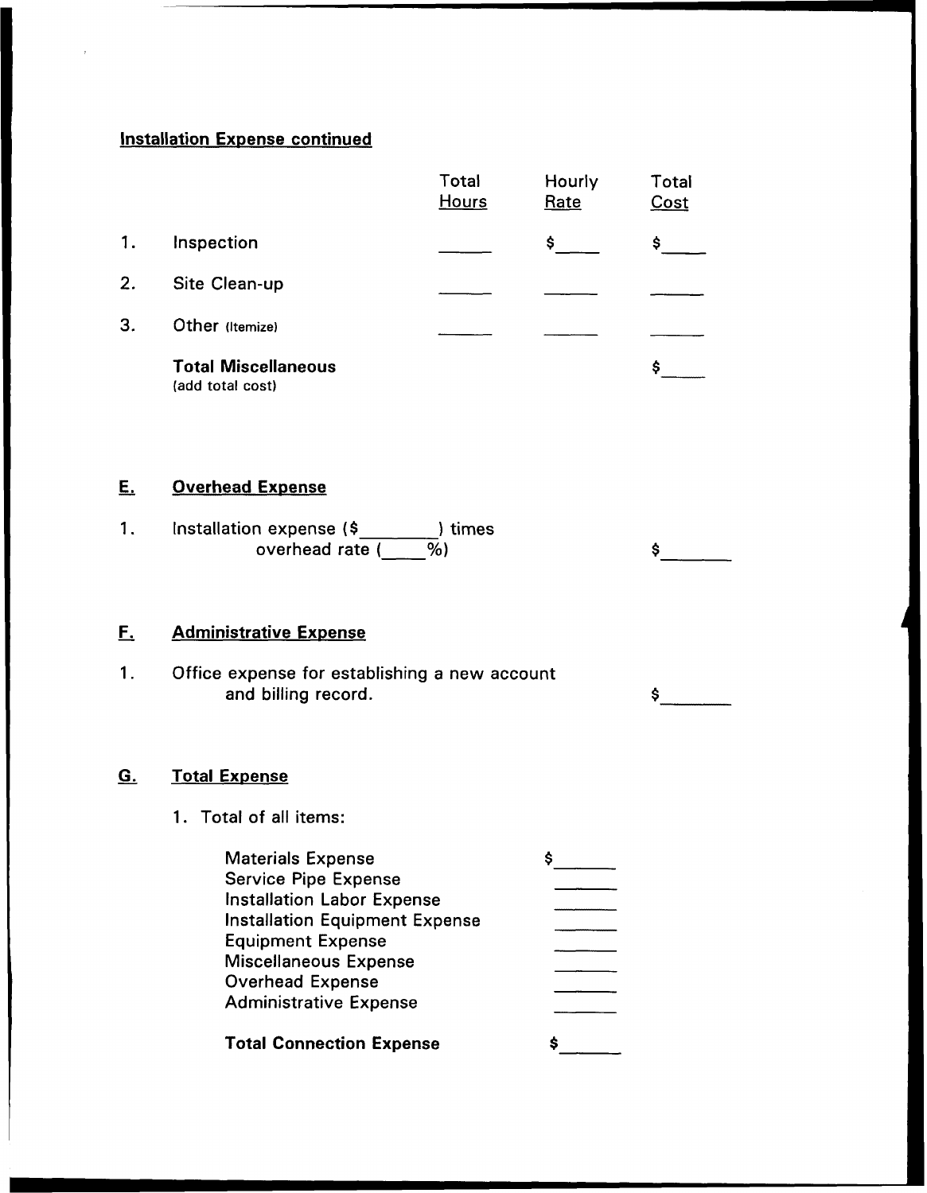**Installation Expense continued**

| | | Total Hours | Hourly Rate | Total Cost |
|---|---|---|---|---|
| 1. | Inspection | ______ | $_____ | $_____ |
| 2. | Site Clean-up | ______ | ______ | ______ |
| 3. | Other (Itemize) | ______ | ______ | ______ |
| | **Total Miscellaneous** (add total cost) | | | $_____ |

**E. Overhead Expense**

1. Installation expense ($________) times overhead rate (____%) $________

**F. Administrative Expense**

1. Office expense for establishing a new account and billing record. $________

**G. Total Expense**

1. Total of all items:

| | |
|---|---|
| Materials Expense | $_______ |
| Service Pipe Expense | _______ |
| Installation Labor Expense | _______ |
| Installation Equipment Expense | _______ |
| Equipment Expense | _______ |
| Miscellaneous Expense | _______ |
| Overhead Expense | _______ |
| Administrative Expense | _______ |
| **Total Connection Expense** | $_______ |